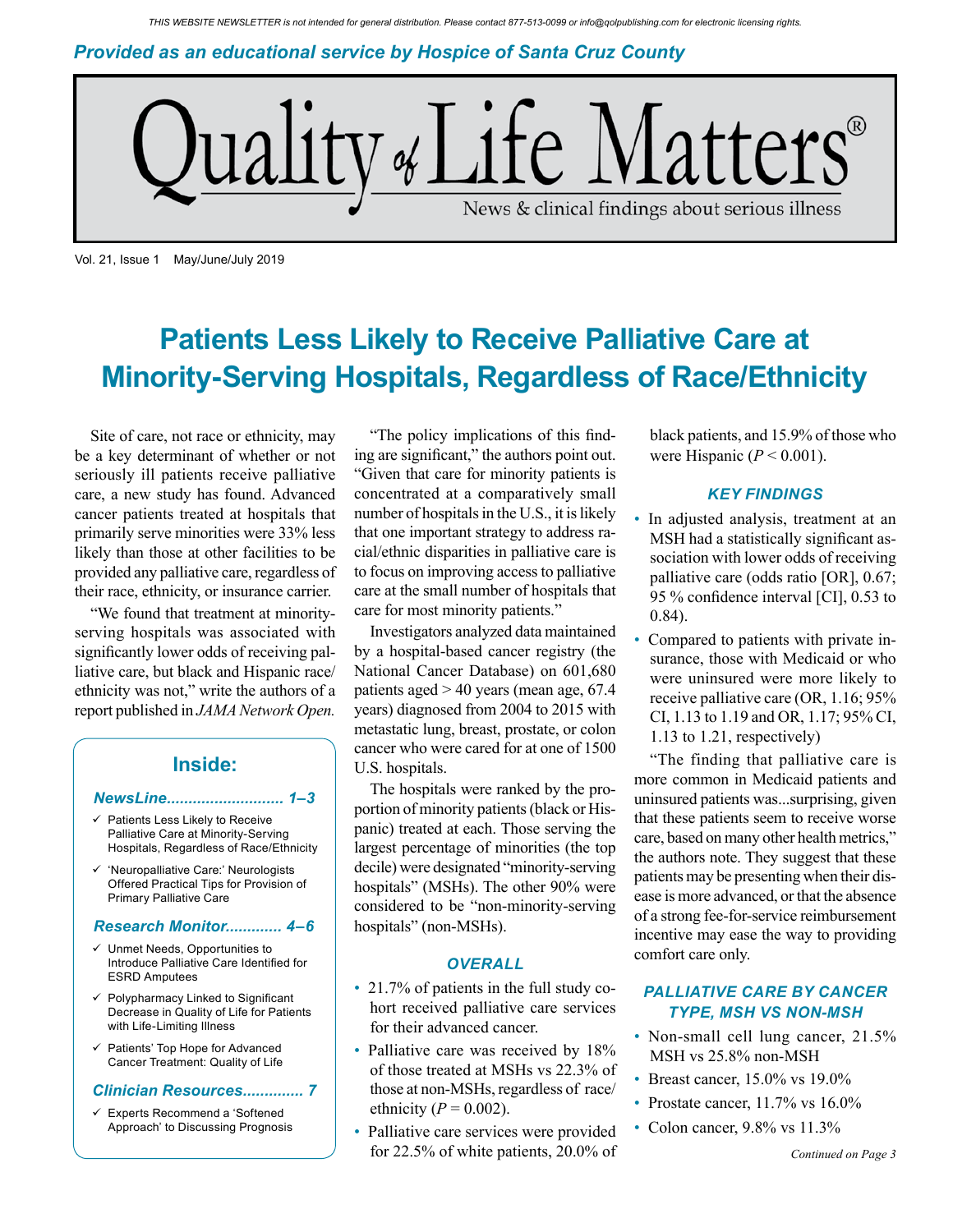THIS WEBSITE NEWSLETTER is not intended for general distribution. Please contact 877-513-0099 or info@qolpublishing.com for electronic licensing rights.

*Provided as an educational service by Hospice of Santa Cruz County*

# Quality of Life Matters®

News & clinical findings about serious illness

Vol. 21, Issue 1 May/June/July 2019

## Patients Less Likely to Receive Palliative Care at Minority-Serving Hospitals, Regardless of Race/Ethnicity

Site of care, not race or ethnicity, may be a key determinant of whether or not seriously ill patients receive palliative care, a new study has found. Advanced cancer patients treated at hospitals that primarily serve minorities were 33% less likely than those at other facilities to be provided any palliative care, regardless of their race, ethnicity, or insurance carrier.

"We found that treatment at minority-serving hospitals was associated with significantly lower odds of receiving palliative care, but black and Hispanic race/ethnicity was not," write the authors of a report published in *JAMA Network Open.*

"The policy implications of this finding are significant," the authors point out. "Given that care for minority patients is concentrated at a comparatively small number of hospitals in the U.S., it is likely that one important strategy to address racial/ethnic disparities in palliative care is to focus on improving access to palliative care at the small number of hospitals that care for most minority patients."

Investigators analyzed data maintained by a hospital-based cancer registry (the National Cancer Database) on 601,680 patients aged > 40 years (mean age, 67.4 years) diagnosed from 2004 to 2015 with metastatic lung, breast, prostate, or colon cancer who were cared for at one of 1500 U.S. hospitals.

The hospitals were ranked by the proportion of minority patients (black or Hispanic) treated at each. Those serving the largest percentage of minorities (the top decile) were designated "minority-serving hospitals" (MSHs). The other 90% were considered to be "non-minority-serving hospitals" (non-MSHs).

### OVERALL

- 21.7% of patients in the full study cohort received palliative care services for their advanced cancer.
- Palliative care was received by 18% of those treated at MSHs vs 22.3% of those at non-MSHs, regardless of race/ethnicity ($P = 0.002$).
- Palliative care services were provided for 22.5% of white patients, 20.0% of black patients, and 15.9% of those who were Hispanic ($P < 0.001$).

### KEY FINDINGS

- In adjusted analysis, treatment at an MSH had a statistically significant association with lower odds of receiving palliative care (odds ratio [OR], 0.67; 95 % confidence interval [CI], 0.53 to 0.84).
- Compared to patients with private insurance, those with Medicaid or who were uninsured were more likely to receive palliative care (OR, 1.16; 95% CI, 1.13 to 1.19 and OR, 1.17; 95% CI, 1.13 to 1.21, respectively)

"The finding that palliative care is more common in Medicaid patients and uninsured patients was...surprising, given that these patients seem to receive worse care, based on many other health metrics," the authors note. They suggest that these patients may be presenting when their disease is more advanced, or that the absence of a strong fee-for-service reimbursement incentive may ease the way to providing comfort care only.

### PALLIATIVE CARE BY CANCER TYPE, MSH VS NON-MSH

- Non-small cell lung cancer, 21.5% MSH vs 25.8% non-MSH
- Breast cancer, 15.0% vs 19.0%
- Prostate cancer, 11.7% vs 16.0%
- Colon cancer, 9.8% vs 11.3%

*Continued on Page 3*

### Inside:

***NewsLine........................... 1–3***

- ✓ Patients Less Likely to Receive Palliative Care at Minority-Serving Hospitals, Regardless of Race/Ethnicity
- ✓ 'Neuropalliative Care:' Neurologists Offered Practical Tips for Provision of Primary Palliative Care

***Research Monitor............. 4–6***

- ✓ Unmet Needs, Opportunities to Introduce Palliative Care Identified for ESRD Amputees
- ✓ Polypharmacy Linked to Significant Decrease in Quality of Life for Patients with Life-Limiting Illness
- ✓ Patients' Top Hope for Advanced Cancer Treatment: Quality of Life

***Clinician Resources.............. 7***

- ✓ Experts Recommend a 'Softened Approach' to Discussing Prognosis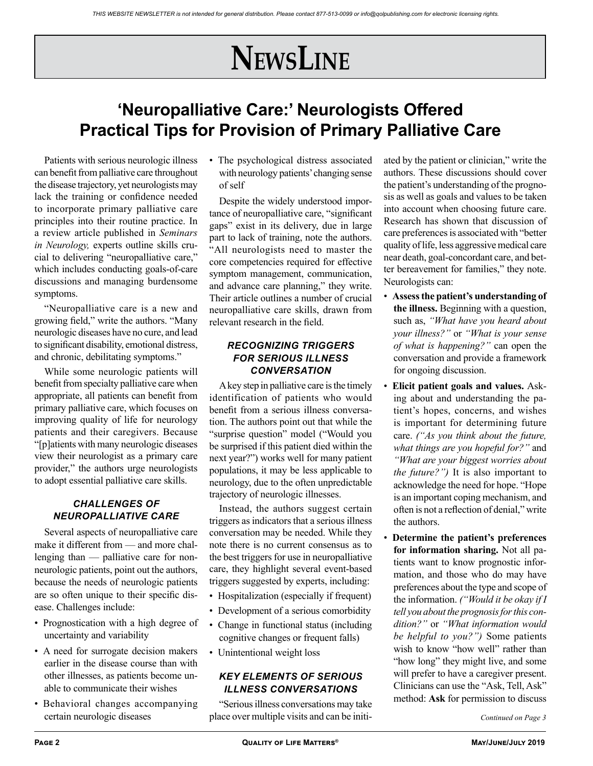# NewsLine

## 'Neuropalliative Care:' Neurologists Offered Practical Tips for Provision of Primary Palliative Care

Patients with serious neurologic illness can benefit from palliative care throughout the disease trajectory, yet neurologists may lack the training or confidence needed to incorporate primary palliative care principles into their routine practice. In a review article published in *Seminars in Neurology,* experts outline skills crucial to delivering "neuropalliative care," which includes conducting goals-of-care discussions and managing burdensome symptoms.

"Neuropalliative care is a new and growing field," write the authors. "Many neurologic diseases have no cure, and lead to significant disability, emotional distress, and chronic, debilitating symptoms."

While some neurologic patients will benefit from specialty palliative care when appropriate, all patients can benefit from primary palliative care, which focuses on improving quality of life for neurology patients and their caregivers. Because "[p]atients with many neurologic diseases view their neurologist as a primary care provider," the authors urge neurologists to adopt essential palliative care skills.

### *CHALLENGES OF NEUROPALLIATIVE CARE*

Several aspects of neuropalliative care make it different from — and more challenging than — palliative care for non-neurologic patients, point out the authors, because the needs of neurologic patients are so often unique to their specific disease. Challenges include:

- Prognostication with a high degree of uncertainty and variability
- A need for surrogate decision makers earlier in the disease course than with other illnesses, as patients become unable to communicate their wishes
- Behavioral changes accompanying certain neurologic diseases
- The psychological distress associated with neurology patients' changing sense of self

Despite the widely understood importance of neuropalliative care, "significant gaps" exist in its delivery, due in large part to lack of training, note the authors. "All neurologists need to master the core competencies required for effective symptom management, communication, and advance care planning," they write. Their article outlines a number of crucial neuropalliative care skills, drawn from relevant research in the field.

### *RECOGNIZING TRIGGERS FOR SERIOUS ILLNESS CONVERSATION*

A key step in palliative care is the timely identification of patients who would benefit from a serious illness conversation. The authors point out that while the "surprise question" model ("Would you be surprised if this patient died within the next year?") works well for many patient populations, it may be less applicable to neurology, due to the often unpredictable trajectory of neurologic illnesses.

Instead, the authors suggest certain triggers as indicators that a serious illness conversation may be needed. While they note there is no current consensus as to the best triggers for use in neuropalliative care, they highlight several event-based triggers suggested by experts, including:

- Hospitalization (especially if frequent)
- Development of a serious comorbidity
- Change in functional status (including cognitive changes or frequent falls)
- Unintentional weight loss

### *KEY ELEMENTS OF SERIOUS ILLNESS CONVERSATIONS*

"Serious illness conversations may take place over multiple visits and can be initiated by the patient or clinician," write the authors. These discussions should cover the patient's understanding of the prognosis as well as goals and values to be taken into account when choosing future care. Research has shown that discussion of care preferences is associated with "better quality of life, less aggressive medical care near death, goal-concordant care, and better bereavement for families," they note. Neurologists can:

- **Assess the patient's understanding of the illness.** Beginning with a question, such as, *"What have you heard about your illness?"* or *"What is your sense of what is happening?"* can open the conversation and provide a framework for ongoing discussion.
- **Elicit patient goals and values.** Asking about and understanding the patient's hopes, concerns, and wishes is important for determining future care. *("As you think about the future, what things are you hopeful for?"* and *"What are your biggest worries about the future?")* It is also important to acknowledge the need for hope. "Hope is an important coping mechanism, and often is not a reflection of denial," write the authors.
- **Determine the patient's preferences for information sharing.** Not all patients want to know prognostic information, and those who do may have preferences about the type and scope of the information. *("Would it be okay if I tell you about the prognosis for this condition?"* or *"What information would be helpful to you?")* Some patients wish to know "how well" rather than "how long" they might live, and some will prefer to have a caregiver present. Clinicians can use the "Ask, Tell, Ask" method: **Ask** for permission to discuss

*Continued on Page 3*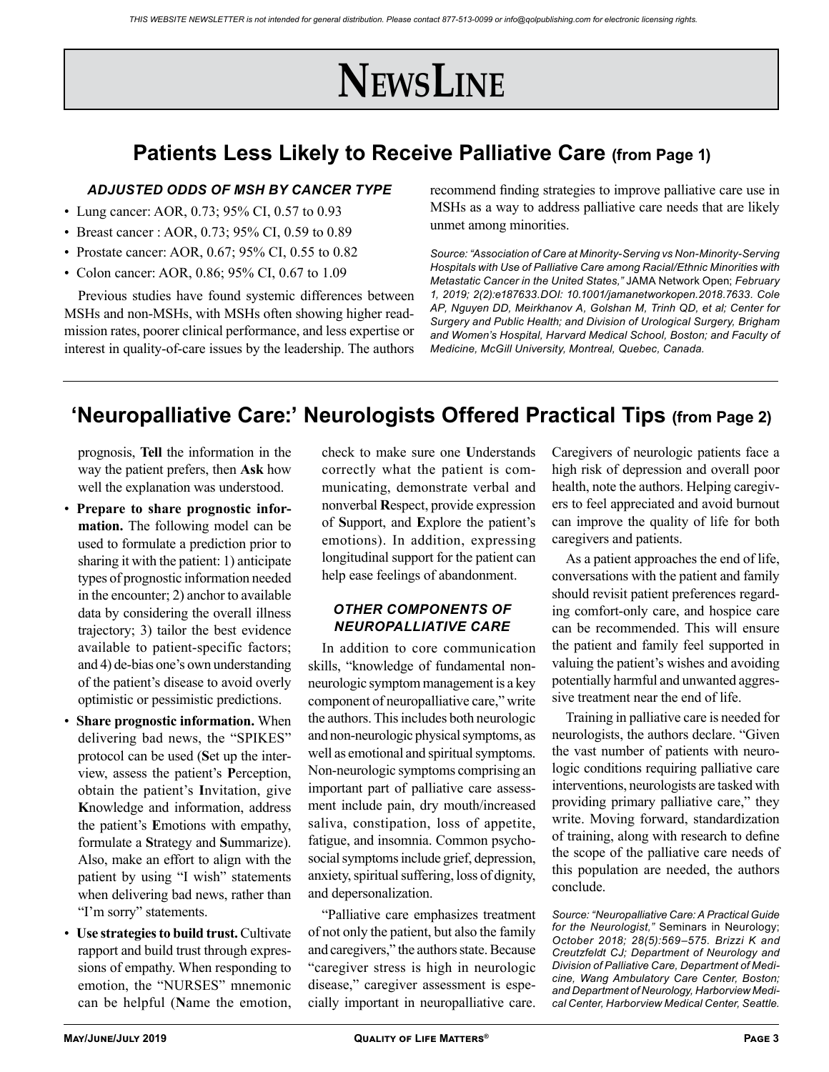# NewsLine

## Patients Less Likely to Receive Palliative Care (from Page 1)

### *ADJUSTED ODDS OF MSH BY CANCER TYPE*

- Lung cancer: AOR, 0.73; 95% CI, 0.57 to 0.93
- Breast cancer : AOR, 0.73; 95% CI, 0.59 to 0.89
- Prostate cancer: AOR, 0.67; 95% CI, 0.55 to 0.82
- Colon cancer: AOR, 0.86; 95% CI, 0.67 to 1.09

Previous studies have found systemic differences between MSHs and non-MSHs, with MSHs often showing higher readmission rates, poorer clinical performance, and less expertise or interest in quality-of-care issues by the leadership. The authors recommend finding strategies to improve palliative care use in MSHs as a way to address palliative care needs that are likely unmet among minorities.

*Source: "Association of Care at Minority-Serving vs Non-Minority-Serving Hospitals with Use of Palliative Care among Racial/Ethnic Minorities with Metastatic Cancer in the United States,"* JAMA Network Open; *February 1, 2019; 2(2):e187633.DOI: 10.1001/jamanetworkopen.2018.7633. Cole AP, Nguyen DD, Meirkhanov A, Golshan M, Trinh QD, et al; Center for Surgery and Public Health; and Division of Urological Surgery, Brigham and Women's Hospital, Harvard Medical School, Boston; and Faculty of Medicine, McGill University, Montreal, Quebec, Canada.*

## 'Neuropalliative Care:' Neurologists Offered Practical Tips (from Page 2)

prognosis, **Tell** the information in the way the patient prefers, then **Ask** how well the explanation was understood.

- **Prepare to share prognostic information.** The following model can be used to formulate a prediction prior to sharing it with the patient: 1) anticipate types of prognostic information needed in the encounter; 2) anchor to available data by considering the overall illness trajectory; 3) tailor the best evidence available to patient-specific factors; and 4) de-bias one's own understanding of the patient's disease to avoid overly optimistic or pessimistic predictions.
- **Share prognostic information.** When delivering bad news, the "SPIKES" protocol can be used (**S**et up the interview, assess the patient's **P**erception, obtain the patient's **I**nvitation, give **K**nowledge and information, address the patient's **E**motions with empathy, formulate a **S**trategy and **S**ummarize). Also, make an effort to align with the patient by using "I wish" statements when delivering bad news, rather than "I'm sorry" statements.
- **Use strategies to build trust.** Cultivate rapport and build trust through expressions of empathy. When responding to emotion, the "NURSES" mnemonic can be helpful (**N**ame the emotion, check to make sure one **U**nderstands correctly what the patient is communicating, demonstrate verbal and nonverbal **R**espect, provide expression of **S**upport, and **E**xplore the patient's emotions). In addition, expressing longitudinal support for the patient can help ease feelings of abandonment.

### *OTHER COMPONENTS OF NEUROPALLIATIVE CARE*

In addition to core communication skills, "knowledge of fundamental non-neurologic symptom management is a key component of neuropalliative care," write the authors. This includes both neurologic and non-neurologic physical symptoms, as well as emotional and spiritual symptoms. Non-neurologic symptoms comprising an important part of palliative care assessment include pain, dry mouth/increased saliva, constipation, loss of appetite, fatigue, and insomnia. Common psychosocial symptoms include grief, depression, anxiety, spiritual suffering, loss of dignity, and depersonalization.

"Palliative care emphasizes treatment of not only the patient, but also the family and caregivers," the authors state. Because "caregiver stress is high in neurologic disease," caregiver assessment is especially important in neuropalliative care. Caregivers of neurologic patients face a high risk of depression and overall poor health, note the authors. Helping caregivers to feel appreciated and avoid burnout can improve the quality of life for both caregivers and patients.

As a patient approaches the end of life, conversations with the patient and family should revisit patient preferences regarding comfort-only care, and hospice care can be recommended. This will ensure the patient and family feel supported in valuing the patient's wishes and avoiding potentially harmful and unwanted aggressive treatment near the end of life.

Training in palliative care is needed for neurologists, the authors declare. "Given the vast number of patients with neurologic conditions requiring palliative care interventions, neurologists are tasked with providing primary palliative care," they write. Moving forward, standardization of training, along with research to define the scope of the palliative care needs of this population are needed, the authors conclude.

*Source: "Neuropalliative Care: A Practical Guide for the Neurologist,"* Seminars in Neurology; *October 2018; 28(5):569–575. Brizzi K and Creutzfeldt CJ; Department of Neurology and Division of Palliative Care, Department of Medicine, Wang Ambulatory Care Center, Boston; and Department of Neurology, Harborview Medical Center, Harborview Medical Center, Seattle.*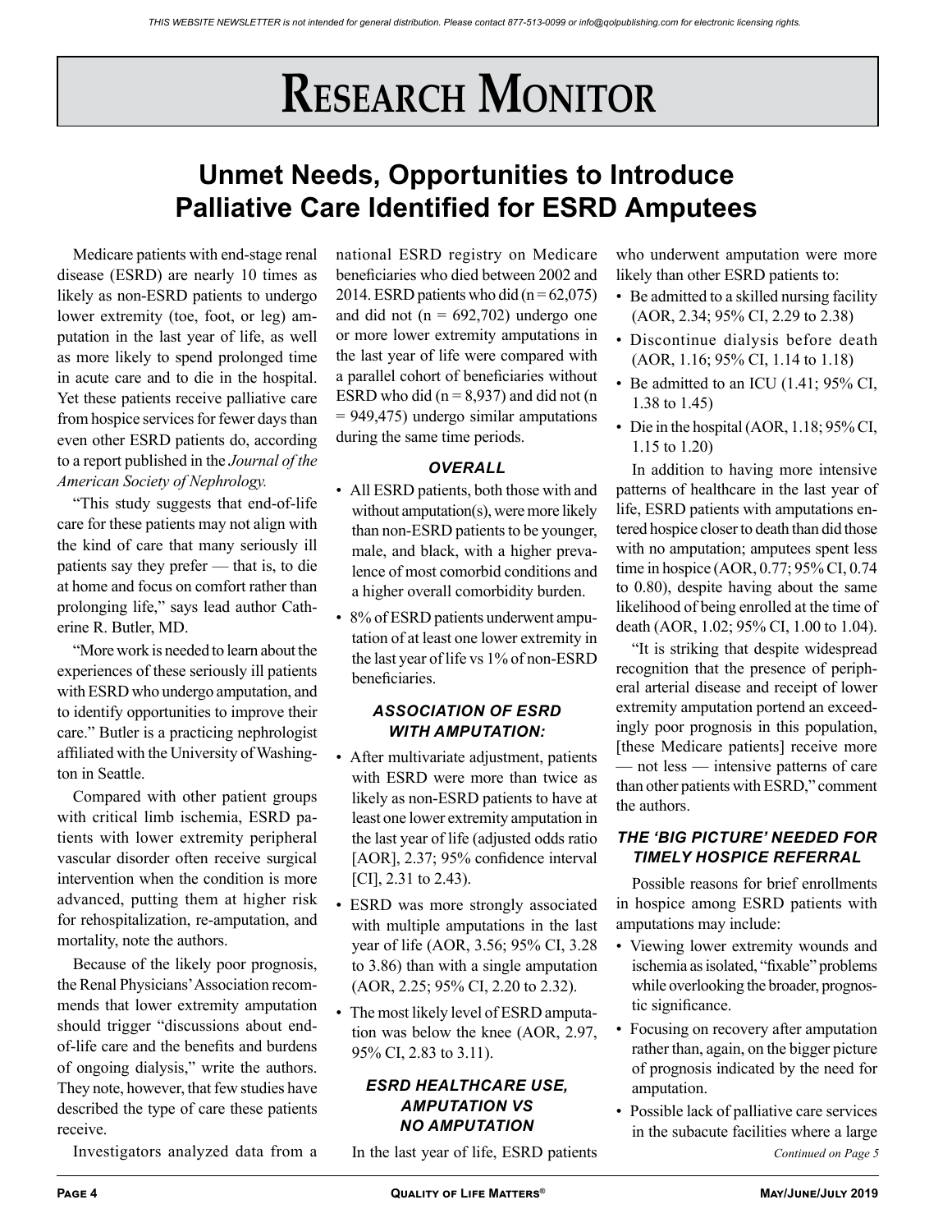# Research Monitor

## Unmet Needs, Opportunities to Introduce Palliative Care Identified for ESRD Amputees

Medicare patients with end-stage renal disease (ESRD) are nearly 10 times as likely as non-ESRD patients to undergo lower extremity (toe, foot, or leg) amputation in the last year of life, as well as more likely to spend prolonged time in acute care and to die in the hospital. Yet these patients receive palliative care from hospice services for fewer days than even other ESRD patients do, according to a report published in the *Journal of the American Society of Nephrology.*

"This study suggests that end-of-life care for these patients may not align with the kind of care that many seriously ill patients say they prefer — that is, to die at home and focus on comfort rather than prolonging life," says lead author Catherine R. Butler, MD.

"More work is needed to learn about the experiences of these seriously ill patients with ESRD who undergo amputation, and to identify opportunities to improve their care." Butler is a practicing nephrologist affiliated with the University of Washington in Seattle.

Compared with other patient groups with critical limb ischemia, ESRD patients with lower extremity peripheral vascular disorder often receive surgical intervention when the condition is more advanced, putting them at higher risk for rehospitalization, re-amputation, and mortality, note the authors.

Because of the likely poor prognosis, the Renal Physicians' Association recommends that lower extremity amputation should trigger "discussions about end-of-life care and the benefits and burdens of ongoing dialysis," write the authors. They note, however, that few studies have described the type of care these patients receive.

Investigators analyzed data from a national ESRD registry on Medicare beneficiaries who died between 2002 and 2014. ESRD patients who did (n = 62,075) and did not (n = 692,702) undergo one or more lower extremity amputations in the last year of life were compared with a parallel cohort of beneficiaries without ESRD who did (n = 8,937) and did not (n = 949,475) undergo similar amputations during the same time periods.

### *OVERALL*

- All ESRD patients, both those with and without amputation(s), were more likely than non-ESRD patients to be younger, male, and black, with a higher prevalence of most comorbid conditions and a higher overall comorbidity burden.
- 8% of ESRD patients underwent amputation of at least one lower extremity in the last year of life vs 1% of non-ESRD beneficiaries.

### *ASSOCIATION OF ESRD WITH AMPUTATION:*

- After multivariate adjustment, patients with ESRD were more than twice as likely as non-ESRD patients to have at least one lower extremity amputation in the last year of life (adjusted odds ratio [AOR], 2.37; 95% confidence interval [CI], 2.31 to 2.43).
- ESRD was more strongly associated with multiple amputations in the last year of life (AOR, 3.56; 95% CI, 3.28 to 3.86) than with a single amputation (AOR, 2.25; 95% CI, 2.20 to 2.32).
- The most likely level of ESRD amputation was below the knee (AOR, 2.97, 95% CI, 2.83 to 3.11).

### *ESRD HEALTHCARE USE, AMPUTATION VS NO AMPUTATION*

In the last year of life, ESRD patients who underwent amputation were more likely than other ESRD patients to:

- Be admitted to a skilled nursing facility (AOR, 2.34; 95% CI, 2.29 to 2.38)
- Discontinue dialysis before death (AOR, 1.16; 95% CI, 1.14 to 1.18)
- Be admitted to an ICU (1.41; 95% CI, 1.38 to 1.45)
- Die in the hospital (AOR, 1.18; 95% CI, 1.15 to 1.20)

In addition to having more intensive patterns of healthcare in the last year of life, ESRD patients with amputations entered hospice closer to death than did those with no amputation; amputees spent less time in hospice (AOR, 0.77; 95% CI, 0.74 to 0.80), despite having about the same likelihood of being enrolled at the time of death (AOR, 1.02; 95% CI, 1.00 to 1.04).

"It is striking that despite widespread recognition that the presence of peripheral arterial disease and receipt of lower extremity amputation portend an exceedingly poor prognosis in this population, [these Medicare patients] receive more — not less — intensive patterns of care than other patients with ESRD," comment the authors.

### *THE 'BIG PICTURE' NEEDED FOR TIMELY HOSPICE REFERRAL*

Possible reasons for brief enrollments in hospice among ESRD patients with amputations may include:

- Viewing lower extremity wounds and ischemia as isolated, "fixable" problems while overlooking the broader, prognostic significance.
- Focusing on recovery after amputation rather than, again, on the bigger picture of prognosis indicated by the need for amputation.
- Possible lack of palliative care services in the subacute facilities where a large

*Continued on Page 5*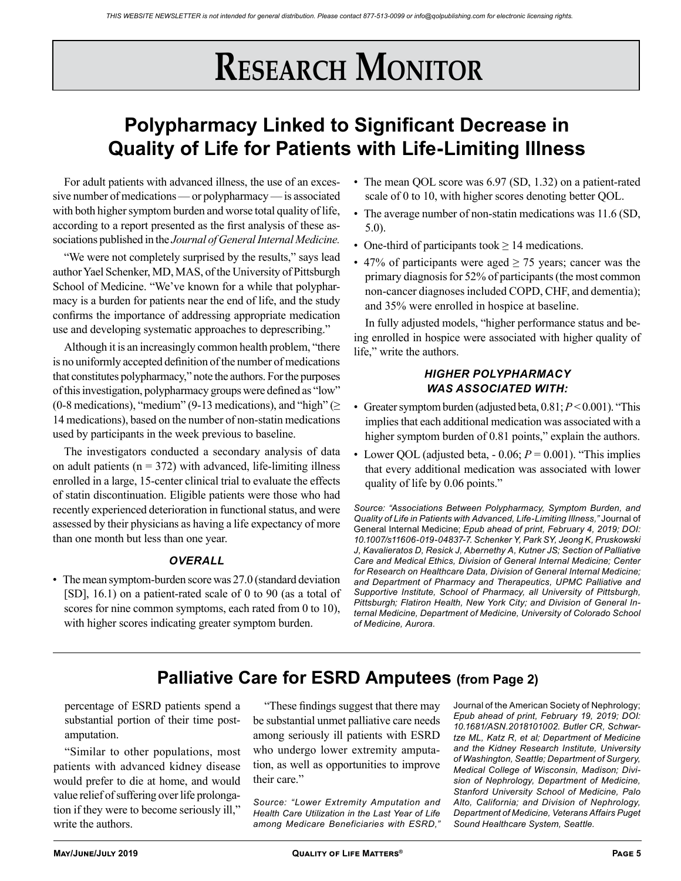# Research Monitor

## Polypharmacy Linked to Significant Decrease in Quality of Life for Patients with Life-Limiting Illness

For adult patients with advanced illness, the use of an excessive number of medications — or polypharmacy — is associated with both higher symptom burden and worse total quality of life, according to a report presented as the first analysis of these associations published in the *Journal of General Internal Medicine.*

"We were not completely surprised by the results," says lead author Yael Schenker, MD, MAS, of the University of Pittsburgh School of Medicine. "We've known for a while that polypharmacy is a burden for patients near the end of life, and the study confirms the importance of addressing appropriate medication use and developing systematic approaches to deprescribing."

Although it is an increasingly common health problem, "there is no uniformly accepted definition of the number of medications that constitutes polypharmacy," note the authors. For the purposes of this investigation, polypharmacy groups were defined as "low" (0-8 medications), "medium" (9-13 medications), and "high" (≥ 14 medications), based on the number of non-statin medications used by participants in the week previous to baseline.

The investigators conducted a secondary analysis of data on adult patients (n = 372) with advanced, life-limiting illness enrolled in a large, 15-center clinical trial to evaluate the effects of statin discontinuation. Eligible patients were those who had recently experienced deterioration in functional status, and were assessed by their physicians as having a life expectancy of more than one month but less than one year.

### *OVERALL*

- The mean symptom-burden score was 27.0 (standard deviation [SD], 16.1) on a patient-rated scale of 0 to 90 (as a total of scores for nine common symptoms, each rated from 0 to 10), with higher scores indicating greater symptom burden.
- The mean QOL score was 6.97 (SD, 1.32) on a patient-rated scale of 0 to 10, with higher scores denoting better QOL.
- The average number of non-statin medications was 11.6 (SD, 5.0).
- One-third of participants took ≥ 14 medications.
- 47% of participants were aged ≥ 75 years; cancer was the primary diagnosis for 52% of participants (the most common non-cancer diagnoses included COPD, CHF, and dementia); and 35% were enrolled in hospice at baseline.

In fully adjusted models, "higher performance status and being enrolled in hospice were associated with higher quality of life," write the authors.

### *HIGHER POLYPHARMACY WAS ASSOCIATED WITH:*

- Greater symptom burden (adjusted beta, 0.81; $P < 0.001$). "This implies that each additional medication was associated with a higher symptom burden of 0.81 points," explain the authors.
- Lower QOL (adjusted beta, - 0.06; $P = 0.001$). "This implies that every additional medication was associated with lower quality of life by 0.06 points."

*Source: "Associations Between Polypharmacy, Symptom Burden, and Quality of Life in Patients with Advanced, Life-Limiting Illness,"* Journal of General Internal Medicine; *Epub ahead of print, February 4, 2019; DOI: 10.1007/s11606-019-04837-7. Schenker Y, Park SY, Jeong K, Pruskowski J, Kavalieratos D, Resick J, Abernethy A, Kutner JS; Section of Palliative Care and Medical Ethics, Division of General Internal Medicine; Center for Research on Healthcare Data, Division of General Internal Medicine; and Department of Pharmacy and Therapeutics, UPMC Palliative and Supportive Institute, School of Pharmacy, all University of Pittsburgh, Pittsburgh; Flatiron Health, New York City; and Division of General Internal Medicine, Department of Medicine, University of Colorado School of Medicine, Aurora.*

## Palliative Care for ESRD Amputees (from Page 2)

percentage of ESRD patients spend a substantial portion of their time post-amputation.

"Similar to other populations, most patients with advanced kidney disease would prefer to die at home, and would value relief of suffering over life prolongation if they were to become seriously ill," write the authors.

"These findings suggest that there may be substantial unmet palliative care needs among seriously ill patients with ESRD who undergo lower extremity amputation, as well as opportunities to improve their care."

*Source: "Lower Extremity Amputation and Health Care Utilization in the Last Year of Life among Medicare Beneficiaries with ESRD,"* Journal of the American Society of Nephrology; *Epub ahead of print, February 19, 2019; DOI: 10.1681/ASN.2018101002. Butler CR, Schwartze ML, Katz R, et al; Department of Medicine and the Kidney Research Institute, University of Washington, Seattle; Department of Surgery, Medical College of Wisconsin, Madison; Division of Nephrology, Department of Medicine, Stanford University School of Medicine, Palo Alto, California; and Division of Nephrology, Department of Medicine, Veterans Affairs Puget Sound Healthcare System, Seattle.*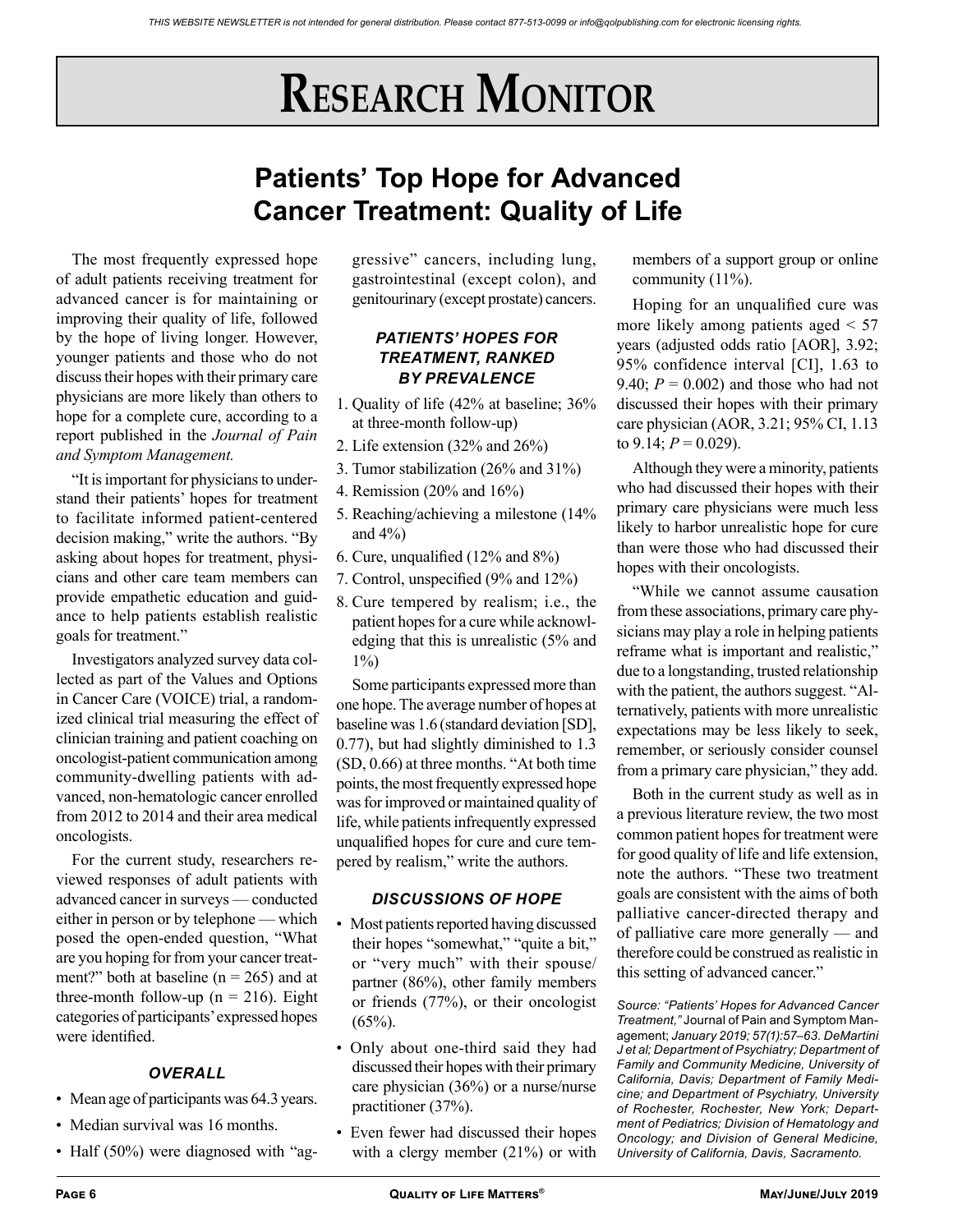# Research Monitor

## Patients' Top Hope for Advanced Cancer Treatment: Quality of Life

The most frequently expressed hope of adult patients receiving treatment for advanced cancer is for maintaining or improving their quality of life, followed by the hope of living longer. However, younger patients and those who do not discuss their hopes with their primary care physicians are more likely than others to hope for a complete cure, according to a report published in the *Journal of Pain and Symptom Management.*

"It is important for physicians to understand their patients' hopes for treatment to facilitate informed patient-centered decision making," write the authors. "By asking about hopes for treatment, physicians and other care team members can provide empathetic education and guidance to help patients establish realistic goals for treatment."

Investigators analyzed survey data collected as part of the Values and Options in Cancer Care (VOICE) trial, a randomized clinical trial measuring the effect of clinician training and patient coaching on oncologist-patient communication among community-dwelling patients with advanced, non-hematologic cancer enrolled from 2012 to 2014 and their area medical oncologists.

For the current study, researchers reviewed responses of adult patients with advanced cancer in surveys — conducted either in person or by telephone — which posed the open-ended question, "What are you hoping for from your cancer treatment?" both at baseline (n = 265) and at three-month follow-up (n = 216). Eight categories of participants' expressed hopes were identified.

### *Overall*

- Mean age of participants was 64.3 years.
- Median survival was 16 months.
- Half (50%) were diagnosed with "aggressive" cancers, including lung, gastrointestinal (except colon), and genitourinary (except prostate) cancers.

### *Patients' Hopes for Treatment, Ranked by Prevalence*

1. Quality of life (42% at baseline; 36% at three-month follow-up)
2. Life extension (32% and 26%)
3. Tumor stabilization (26% and 31%)
4. Remission (20% and 16%)
5. Reaching/achieving a milestone (14% and 4%)
6. Cure, unqualified (12% and 8%)
7. Control, unspecified (9% and 12%)
8. Cure tempered by realism; i.e., the patient hopes for a cure while acknowledging that this is unrealistic (5% and 1%)

Some participants expressed more than one hope. The average number of hopes at baseline was 1.6 (standard deviation [SD], 0.77), but had slightly diminished to 1.3 (SD, 0.66) at three months. "At both time points, the most frequently expressed hope was for improved or maintained quality of life, while patients infrequently expressed unqualified hopes for cure and cure tempered by realism," write the authors.

### *Discussions of Hope*

- Most patients reported having discussed their hopes "somewhat," "quite a bit," or "very much" with their spouse/partner (86%), other family members or friends (77%), or their oncologist (65%).
- Only about one-third said they had discussed their hopes with their primary care physician (36%) or a nurse/nurse practitioner (37%).
- Even fewer had discussed their hopes with a clergy member (21%) or with members of a support group or online community (11%).

Hoping for an unqualified cure was more likely among patients aged < 57 years (adjusted odds ratio [AOR], 3.92; 95% confidence interval [CI], 1.63 to 9.40; $P = 0.002$) and those who had not discussed their hopes with their primary care physician (AOR, 3.21; 95% CI, 1.13 to 9.14; $P = 0.029$).

Although they were a minority, patients who had discussed their hopes with their primary care physicians were much less likely to harbor unrealistic hope for cure than were those who had discussed their hopes with their oncologists.

"While we cannot assume causation from these associations, primary care physicians may play a role in helping patients reframe what is important and realistic," due to a longstanding, trusted relationship with the patient, the authors suggest. "Alternatively, patients with more unrealistic expectations may be less likely to seek, remember, or seriously consider counsel from a primary care physician," they add.

Both in the current study as well as in a previous literature review, the two most common patient hopes for treatment were for good quality of life and life extension, note the authors. "These two treatment goals are consistent with the aims of both palliative cancer-directed therapy and of palliative care more generally — and therefore could be construed as realistic in this setting of advanced cancer."

*Source: "Patients' Hopes for Advanced Cancer Treatment,"* Journal of Pain and Symptom Management; *January 2019; 57(1):57–63. DeMartini J et al; Department of Psychiatry; Department of Family and Community Medicine, University of California, Davis; Department of Family Medicine; and Department of Psychiatry, University of Rochester, Rochester, New York; Department of Pediatrics; Division of Hematology and Oncology; and Division of General Medicine, University of California, Davis, Sacramento.*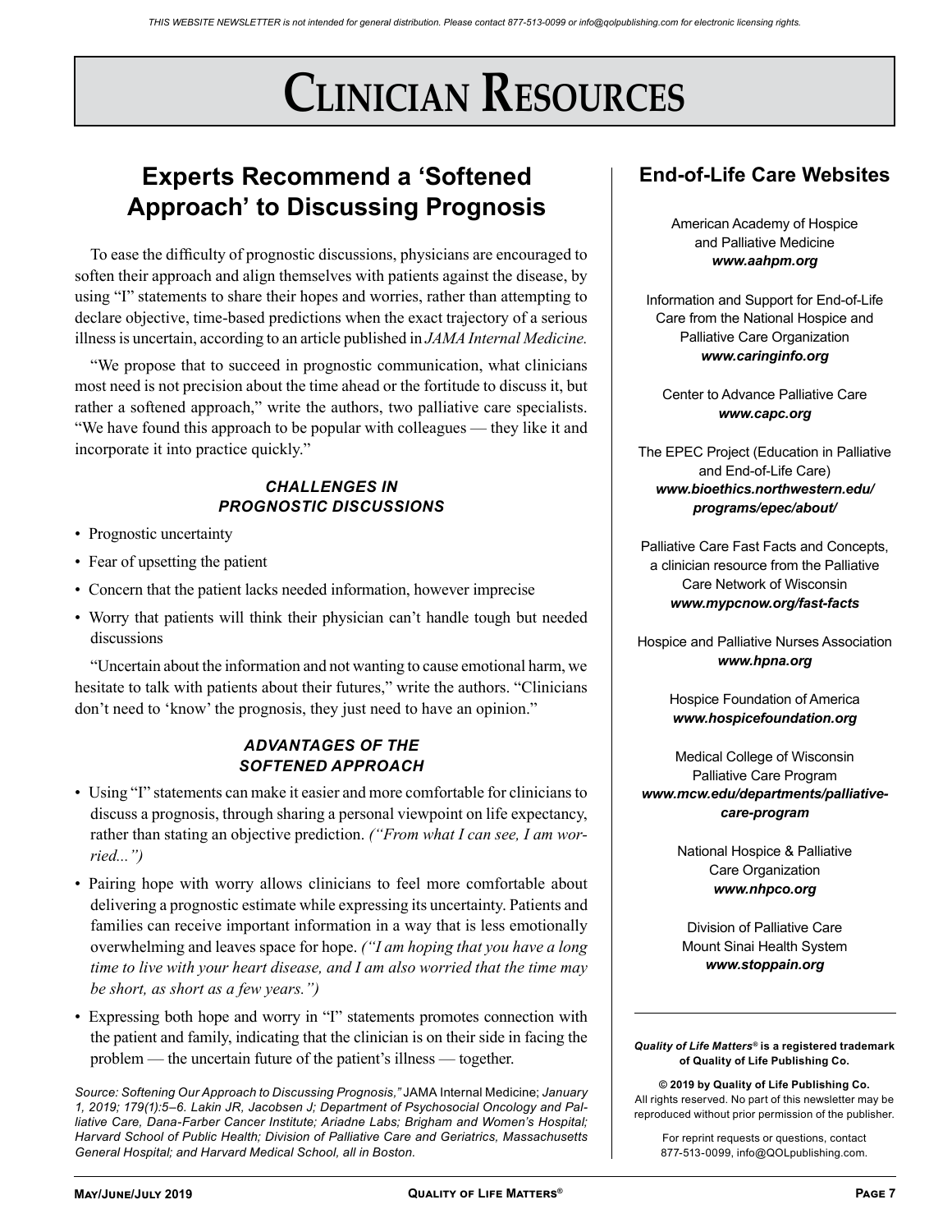# Clinician Resources

## Experts Recommend a 'Softened Approach' to Discussing Prognosis

To ease the difficulty of prognostic discussions, physicians are encouraged to soften their approach and align themselves with patients against the disease, by using "I" statements to share their hopes and worries, rather than attempting to declare objective, time-based predictions when the exact trajectory of a serious illness is uncertain, according to an article published in *JAMA Internal Medicine.*

"We propose that to succeed in prognostic communication, what clinicians most need is not precision about the time ahead or the fortitude to discuss it, but rather a softened approach," write the authors, two palliative care specialists. "We have found this approach to be popular with colleagues — they like it and incorporate it into practice quickly."

### *CHALLENGES IN PROGNOSTIC DISCUSSIONS*

- Prognostic uncertainty
- Fear of upsetting the patient
- Concern that the patient lacks needed information, however imprecise
- Worry that patients will think their physician can't handle tough but needed discussions

"Uncertain about the information and not wanting to cause emotional harm, we hesitate to talk with patients about their futures," write the authors. "Clinicians don't need to 'know' the prognosis, they just need to have an opinion."

### *ADVANTAGES OF THE SOFTENED APPROACH*

- Using "I" statements can make it easier and more comfortable for clinicians to discuss a prognosis, through sharing a personal viewpoint on life expectancy, rather than stating an objective prediction. *("From what I can see, I am worried...")*
- Pairing hope with worry allows clinicians to feel more comfortable about delivering a prognostic estimate while expressing its uncertainty. Patients and families can receive important information in a way that is less emotionally overwhelming and leaves space for hope. *("I am hoping that you have a long time to live with your heart disease, and I am also worried that the time may be short, as short as a few years.")*
- Expressing both hope and worry in "I" statements promotes connection with the patient and family, indicating that the clinician is on their side in facing the problem — the uncertain future of the patient's illness — together.

*Source: Softening Our Approach to Discussing Prognosis,"* JAMA Internal Medicine; *January 1, 2019; 179(1):5–6. Lakin JR, Jacobsen J; Department of Psychosocial Oncology and Palliative Care, Dana-Farber Cancer Institute; Ariadne Labs; Brigham and Women's Hospital; Harvard School of Public Health; Division of Palliative Care and Geriatrics, Massachusetts General Hospital; and Harvard Medical School, all in Boston.*

## End-of-Life Care Websites

American Academy of Hospice and Palliative Medicine
***www.aahpm.org***

Information and Support for End-of-Life Care from the National Hospice and Palliative Care Organization
***www.caringinfo.org***

Center to Advance Palliative Care
***www.capc.org***

The EPEC Project (Education in Palliative and End-of-Life Care)
***www.bioethics.northwestern.edu/programs/epec/about/***

Palliative Care Fast Facts and Concepts, a clinician resource from the Palliative Care Network of Wisconsin
***www.mypcnow.org/fast-facts***

Hospice and Palliative Nurses Association
***www.hpna.org***

Hospice Foundation of America
***www.hospicefoundation.org***

Medical College of Wisconsin Palliative Care Program
***www.mcw.edu/departments/palliative-care-program***

National Hospice & Palliative Care Organization
***www.nhpco.org***

Division of Palliative Care Mount Sinai Health System
***www.stoppain.org***

---

***Quality of Life Matters®*** **is a registered trademark of Quality of Life Publishing Co.**

**© 2019 by Quality of Life Publishing Co.**
All rights reserved. No part of this newsletter may be reproduced without prior permission of the publisher.

For reprint requests or questions, contact 877-513-0099, info@QOLpublishing.com.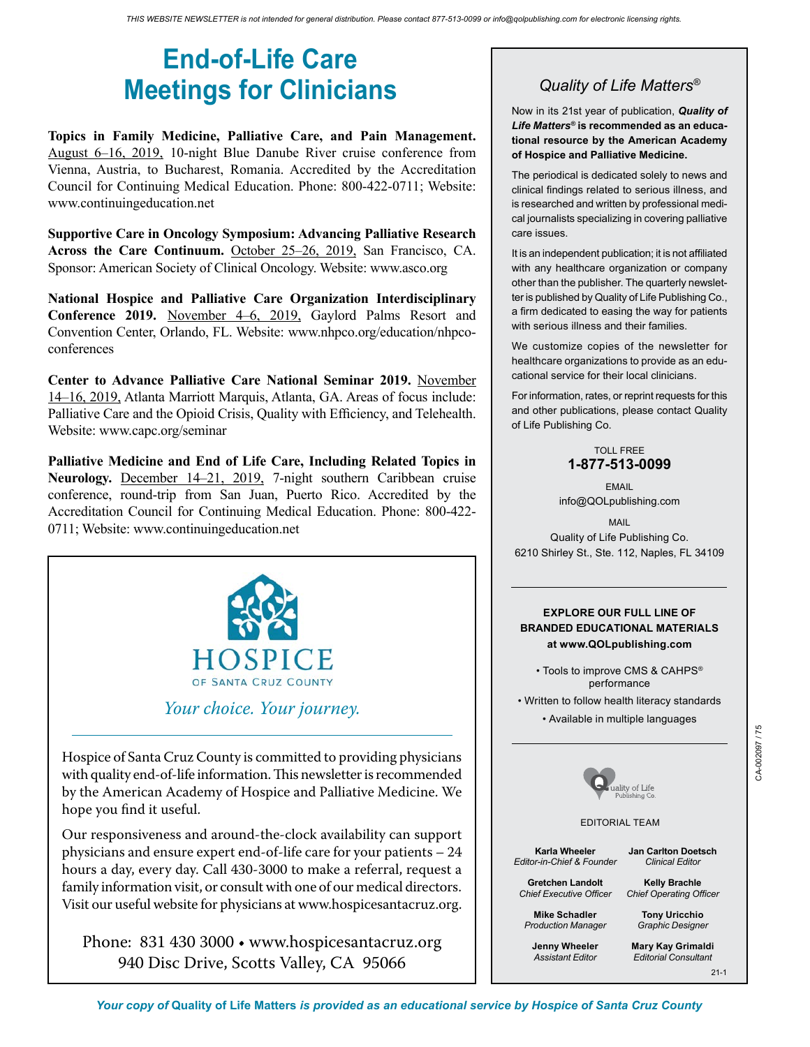THIS WEBSITE NEWSLETTER is not intended for general distribution. Please contact 877-513-0099 or info@qolpublishing.com for electronic licensing rights.

# End-of-Life Care Meetings for Clinicians

**Topics in Family Medicine, Palliative Care, and Pain Management.** August 6–16, 2019, 10-night Blue Danube River cruise conference from Vienna, Austria, to Bucharest, Romania. Accredited by the Accreditation Council for Continuing Medical Education. Phone: 800-422-0711; Website: www.continuingeducation.net

**Supportive Care in Oncology Symposium: Advancing Palliative Research Across the Care Continuum.** October 25–26, 2019, San Francisco, CA. Sponsor: American Society of Clinical Oncology. Website: www.asco.org

**National Hospice and Palliative Care Organization Interdisciplinary Conference 2019.** November 4–6, 2019, Gaylord Palms Resort and Convention Center, Orlando, FL. Website: www.nhpco.org/education/nhpco-conferences

**Center to Advance Palliative Care National Seminar 2019.** November 14–16, 2019, Atlanta Marriott Marquis, Atlanta, GA. Areas of focus include: Palliative Care and the Opioid Crisis, Quality with Efficiency, and Telehealth. Website: www.capc.org/seminar

**Palliative Medicine and End of Life Care, Including Related Topics in Neurology.** December 14–21, 2019, 7-night southern Caribbean cruise conference, round-trip from San Juan, Puerto Rico. Accredited by the Accreditation Council for Continuing Medical Education. Phone: 800-422-0711; Website: www.continuingeducation.net

---

HOSPICE
OF SANTA CRUZ COUNTY

*Your choice. Your journey.*

Hospice of Santa Cruz County is committed to providing physicians with quality end-of-life information. This newsletter is recommended by the American Academy of Hospice and Palliative Medicine. We hope you find it useful.

Our responsiveness and around-the-clock availability can support physicians and ensure expert end-of-life care for your patients – 24 hours a day, every day. Call 430-3000 to make a referral, request a family information visit, or consult with one of our medical directors. Visit our useful website for physicians at www.hospicesantacruz.org.

Phone: 831 430 3000 • www.hospicesantacruz.org
940 Disc Drive, Scotts Valley, CA 95066

---

## *Quality of Life Matters®*

Now in its 21st year of publication, ***Quality of Life Matters®* is recommended as an educational resource by the American Academy of Hospice and Palliative Medicine.**

The periodical is dedicated solely to news and clinical findings related to serious illness, and is researched and written by professional medical journalists specializing in covering palliative care issues.

It is an independent publication; it is not affiliated with any healthcare organization or company other than the publisher. The quarterly newsletter is published by Quality of Life Publishing Co., a firm dedicated to easing the way for patients with serious illness and their families.

We customize copies of the newsletter for healthcare organizations to provide as an educational service for their local clinicians.

For information, rates, or reprint requests for this and other publications, please contact Quality of Life Publishing Co.

TOLL FREE
**1-877-513-0099**

EMAIL
info@QOLpublishing.com

MAIL
Quality of Life Publishing Co.
6210 Shirley St., Ste. 112, Naples, FL 34109

**EXPLORE OUR FULL LINE OF BRANDED EDUCATIONAL MATERIALS at www.QOLpublishing.com**

- Tools to improve CMS & CAHPS® performance
- Written to follow health literacy standards
- Available in multiple languages

Quality of Life Publishing Co.

EDITORIAL TEAM

**Karla Wheeler**
*Editor-in-Chief & Founder*

**Jan Carlton Doetsch**
*Clinical Editor*

**Gretchen Landolt**
*Chief Executive Officer*

**Kelly Brachle**
*Chief Operating Officer*

**Mike Schadler**
*Production Manager*

**Tony Uricchio**
*Graphic Designer*

**Jenny Wheeler**
*Assistant Editor*

**Mary Kay Grimaldi**
*Editorial Consultant*

21-1

CA-002097 / 75

*Your copy of* ***Quality of Life Matters*** *is provided as an educational service by Hospice of Santa Cruz County*